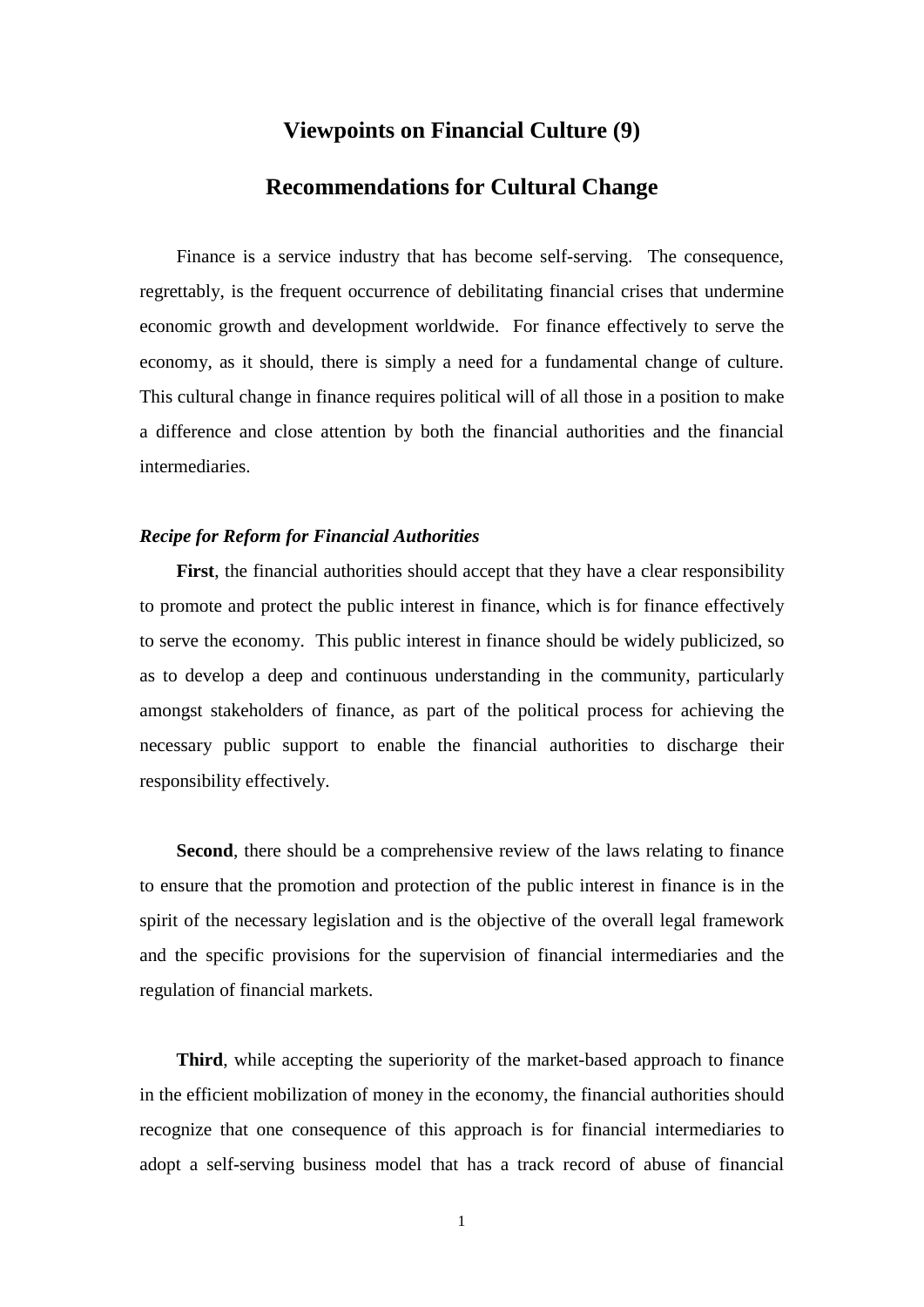# Viewpoints on Financial Culture (9)

# Recommendations for Cultural Change

Finance is a service industry that has become self-serving. The consequence, regrettably, is the frequent occurrence of debilitating financial crises that undermine economic growth and development worldwide. For finance effectively to serve the economy, as it should, there is simply a need for a fundamental change of culture. This cultural change in finance requires political will of all those in a position to make a difference and close attention by both the financial authorities and the financial intermediaries.

***Recipe for Reform for Financial Authorities***

**First**, the financial authorities should accept that they have a clear responsibility to promote and protect the public interest in finance, which is for finance effectively to serve the economy. This public interest in finance should be widely publicized, so as to develop a deep and continuous understanding in the community, particularly amongst stakeholders of finance, as part of the political process for achieving the necessary public support to enable the financial authorities to discharge their responsibility effectively.

**Second**, there should be a comprehensive review of the laws relating to finance to ensure that the promotion and protection of the public interest in finance is in the spirit of the necessary legislation and is the objective of the overall legal framework and the specific provisions for the supervision of financial intermediaries and the regulation of financial markets.

**Third**, while accepting the superiority of the market-based approach to finance in the efficient mobilization of money in the economy, the financial authorities should recognize that one consequence of this approach is for financial intermediaries to adopt a self-serving business model that has a track record of abuse of financial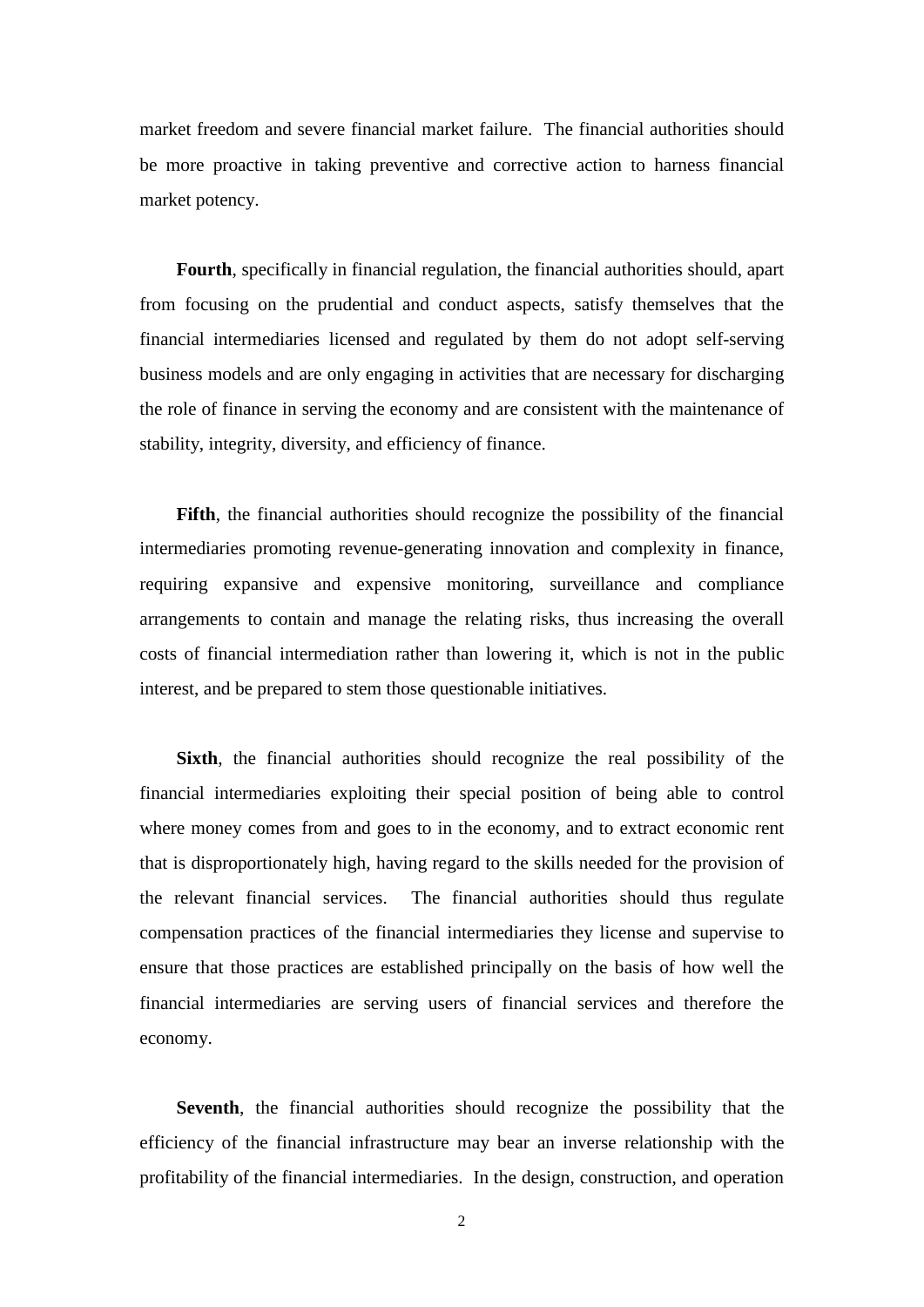market freedom and severe financial market failure. The financial authorities should be more proactive in taking preventive and corrective action to harness financial market potency.

**Fourth**, specifically in financial regulation, the financial authorities should, apart from focusing on the prudential and conduct aspects, satisfy themselves that the financial intermediaries licensed and regulated by them do not adopt self-serving business models and are only engaging in activities that are necessary for discharging the role of finance in serving the economy and are consistent with the maintenance of stability, integrity, diversity, and efficiency of finance.

**Fifth**, the financial authorities should recognize the possibility of the financial intermediaries promoting revenue-generating innovation and complexity in finance, requiring expansive and expensive monitoring, surveillance and compliance arrangements to contain and manage the relating risks, thus increasing the overall costs of financial intermediation rather than lowering it, which is not in the public interest, and be prepared to stem those questionable initiatives.

**Sixth**, the financial authorities should recognize the real possibility of the financial intermediaries exploiting their special position of being able to control where money comes from and goes to in the economy, and to extract economic rent that is disproportionately high, having regard to the skills needed for the provision of the relevant financial services. The financial authorities should thus regulate compensation practices of the financial intermediaries they license and supervise to ensure that those practices are established principally on the basis of how well the financial intermediaries are serving users of financial services and therefore the economy.

**Seventh**, the financial authorities should recognize the possibility that the efficiency of the financial infrastructure may bear an inverse relationship with the profitability of the financial intermediaries. In the design, construction, and operation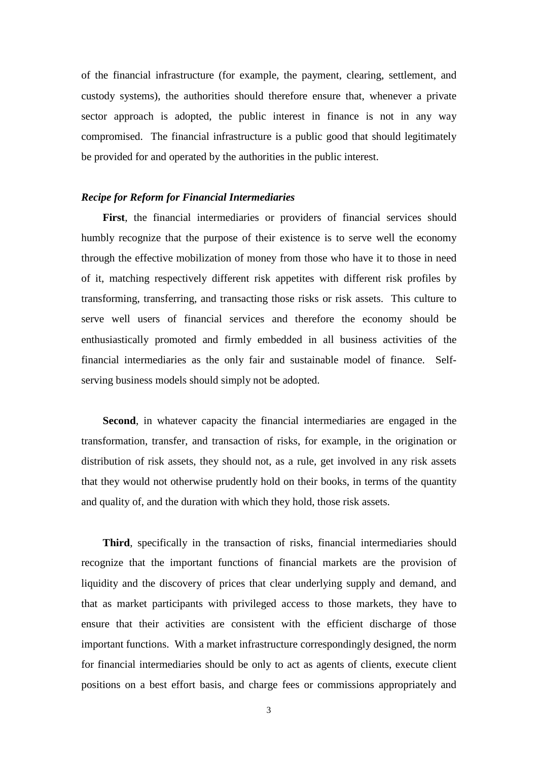of the financial infrastructure (for example, the payment, clearing, settlement, and custody systems), the authorities should therefore ensure that, whenever a private sector approach is adopted, the public interest in finance is not in any way compromised. The financial infrastructure is a public good that should legitimately be provided for and operated by the authorities in the public interest.

***Recipe for Reform for Financial Intermediaries***

**First**, the financial intermediaries or providers of financial services should humbly recognize that the purpose of their existence is to serve well the economy through the effective mobilization of money from those who have it to those in need of it, matching respectively different risk appetites with different risk profiles by transforming, transferring, and transacting those risks or risk assets. This culture to serve well users of financial services and therefore the economy should be enthusiastically promoted and firmly embedded in all business activities of the financial intermediaries as the only fair and sustainable model of finance. Self-serving business models should simply not be adopted.

**Second**, in whatever capacity the financial intermediaries are engaged in the transformation, transfer, and transaction of risks, for example, in the origination or distribution of risk assets, they should not, as a rule, get involved in any risk assets that they would not otherwise prudently hold on their books, in terms of the quantity and quality of, and the duration with which they hold, those risk assets.

**Third**, specifically in the transaction of risks, financial intermediaries should recognize that the important functions of financial markets are the provision of liquidity and the discovery of prices that clear underlying supply and demand, and that as market participants with privileged access to those markets, they have to ensure that their activities are consistent with the efficient discharge of those important functions. With a market infrastructure correspondingly designed, the norm for financial intermediaries should be only to act as agents of clients, execute client positions on a best effort basis, and charge fees or commissions appropriately and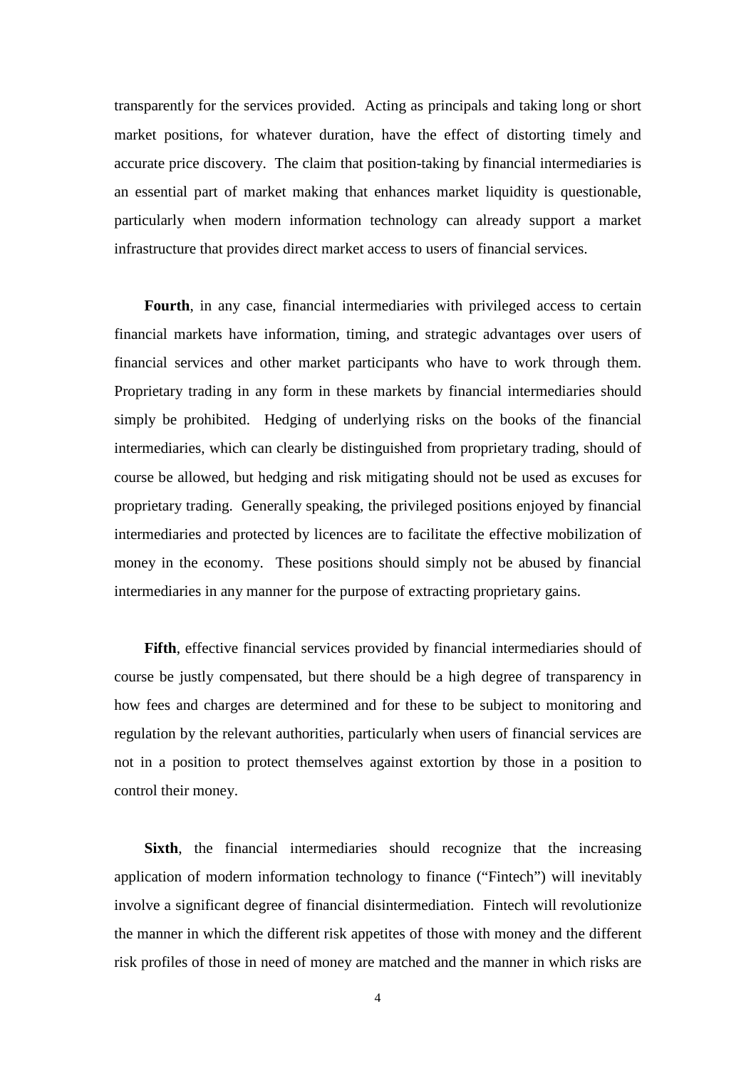transparently for the services provided. Acting as principals and taking long or short market positions, for whatever duration, have the effect of distorting timely and accurate price discovery. The claim that position-taking by financial intermediaries is an essential part of market making that enhances market liquidity is questionable, particularly when modern information technology can already support a market infrastructure that provides direct market access to users of financial services.

**Fourth**, in any case, financial intermediaries with privileged access to certain financial markets have information, timing, and strategic advantages over users of financial services and other market participants who have to work through them. Proprietary trading in any form in these markets by financial intermediaries should simply be prohibited. Hedging of underlying risks on the books of the financial intermediaries, which can clearly be distinguished from proprietary trading, should of course be allowed, but hedging and risk mitigating should not be used as excuses for proprietary trading. Generally speaking, the privileged positions enjoyed by financial intermediaries and protected by licences are to facilitate the effective mobilization of money in the economy. These positions should simply not be abused by financial intermediaries in any manner for the purpose of extracting proprietary gains.

**Fifth**, effective financial services provided by financial intermediaries should of course be justly compensated, but there should be a high degree of transparency in how fees and charges are determined and for these to be subject to monitoring and regulation by the relevant authorities, particularly when users of financial services are not in a position to protect themselves against extortion by those in a position to control their money.

**Sixth**, the financial intermediaries should recognize that the increasing application of modern information technology to finance ("Fintech") will inevitably involve a significant degree of financial disintermediation. Fintech will revolutionize the manner in which the different risk appetites of those with money and the different risk profiles of those in need of money are matched and the manner in which risks are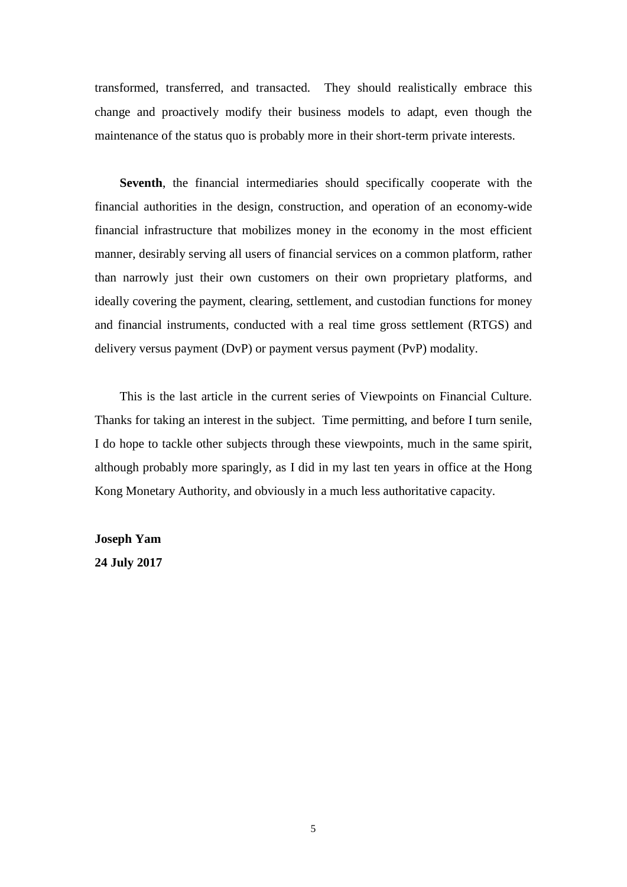transformed, transferred, and transacted. They should realistically embrace this change and proactively modify their business models to adapt, even though the maintenance of the status quo is probably more in their short-term private interests.

**Seventh**, the financial intermediaries should specifically cooperate with the financial authorities in the design, construction, and operation of an economy-wide financial infrastructure that mobilizes money in the economy in the most efficient manner, desirably serving all users of financial services on a common platform, rather than narrowly just their own customers on their own proprietary platforms, and ideally covering the payment, clearing, settlement, and custodian functions for money and financial instruments, conducted with a real time gross settlement (RTGS) and delivery versus payment (DvP) or payment versus payment (PvP) modality.

This is the last article in the current series of Viewpoints on Financial Culture. Thanks for taking an interest in the subject. Time permitting, and before I turn senile, I do hope to tackle other subjects through these viewpoints, much in the same spirit, although probably more sparingly, as I did in my last ten years in office at the Hong Kong Monetary Authority, and obviously in a much less authoritative capacity.

**Joseph Yam**
**24 July 2017**